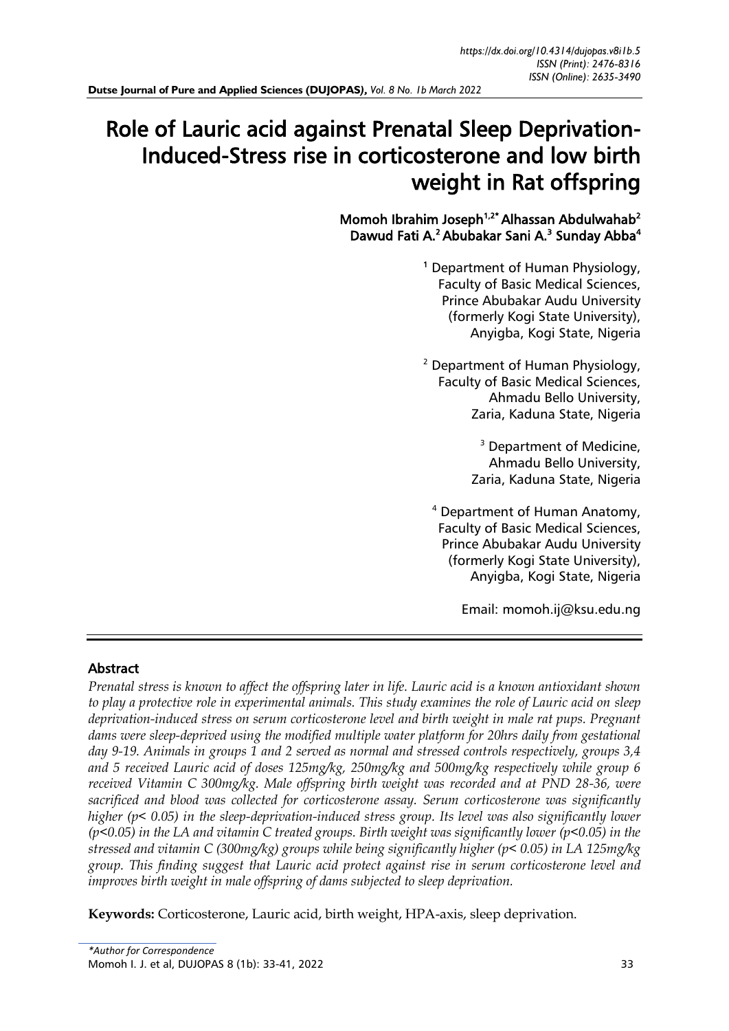# Role of Lauric acid against Prenatal Sleep Deprivation-Induced-Stress rise in corticosterone and low birth weight in Rat offspring

**Momoh Ibrahim Joseph[1,2*] Alhassan Abdulwahab[2] Dawud Fati A.[2] Abubakar Sani A.[3] Sunday Abba[4]**

[1] Department of Human Physiology, Faculty of Basic Medical Sciences, Prince Abubakar Audu University (formerly Kogi State University), Anyigba, Kogi State, Nigeria

[2] Department of Human Physiology, Faculty of Basic Medical Sciences, Ahmadu Bello University, Zaria, Kaduna State, Nigeria

[3] Department of Medicine, Ahmadu Bello University, Zaria, Kaduna State, Nigeria

[4] Department of Human Anatomy, Faculty of Basic Medical Sciences, Prince Abubakar Audu University (formerly Kogi State University), Anyigba, Kogi State, Nigeria

Email: momoh.ij@ksu.edu.ng

## Abstract

*Prenatal stress is known to affect the offspring later in life. Lauric acid is a known antioxidant shown to play a protective role in experimental animals. This study examines the role of Lauric acid on sleep deprivation-induced stress on serum corticosterone level and birth weight in male rat pups. Pregnant dams were sleep-deprived using the modified multiple water platform for 20hrs daily from gestational day 9-19. Animals in groups 1 and 2 served as normal and stressed controls respectively, groups 3,4 and 5 received Lauric acid of doses 125mg/kg, 250mg/kg and 500mg/kg respectively while group 6 received Vitamin C 300mg/kg. Male offspring birth weight was recorded and at PND 28-36, were sacrificed and blood was collected for corticosterone assay. Serum corticosterone was significantly higher ($p < 0.05$) in the sleep-deprivation-induced stress group. Its level was also significantly lower ($p < 0.05$) in the LA and vitamin C treated groups. Birth weight was significantly lower ($p < 0.05$) in the stressed and vitamin C (300mg/kg) groups while being significantly higher ($p < 0.05$) in LA 125mg/kg group. This finding suggest that Lauric acid protect against rise in serum corticosterone level and improves birth weight in male offspring of dams subjected to sleep deprivation.*

**Keywords:** Corticosterone, Lauric acid, birth weight, HPA-axis, sleep deprivation.

*\*Author for Correspondence*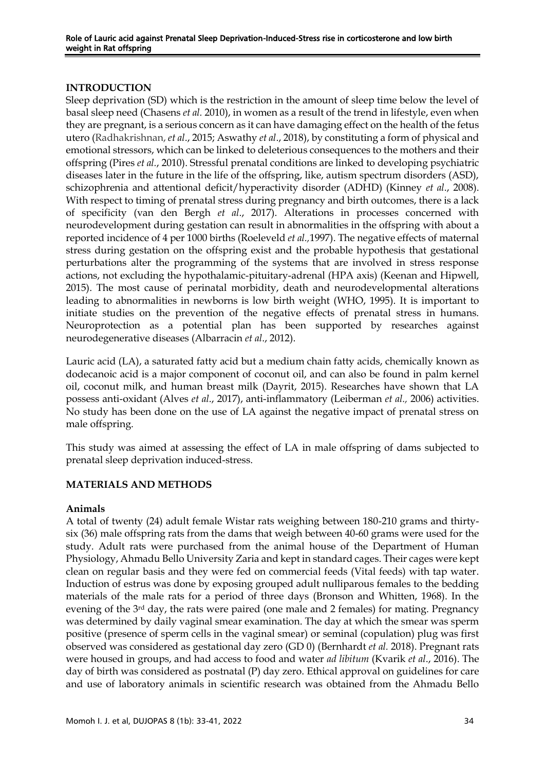## INTRODUCTION

Sleep deprivation (SD) which is the restriction in the amount of sleep time below the level of basal sleep need (Chasens *et al.* 2010), in women as a result of the trend in lifestyle, even when they are pregnant, is a serious concern as it can have damaging effect on the health of the fetus utero (Radhakrishnan, *et al*., 2015; Aswathy *et al*., 2018), by constituting a form of physical and emotional stressors, which can be linked to deleterious consequences to the mothers and their offspring (Pires *et al*., 2010). Stressful prenatal conditions are linked to developing psychiatric diseases later in the future in the life of the offspring, like, autism spectrum disorders (ASD), schizophrenia and attentional deficit/hyperactivity disorder (ADHD) (Kinney *et al*., 2008). With respect to timing of prenatal stress during pregnancy and birth outcomes, there is a lack of specificity (van den Bergh *et al*., 2017). Alterations in processes concerned with neurodevelopment during gestation can result in abnormalities in the offspring with about a reported incidence of 4 per 1000 births (Roeleveld *et al*.,1997). The negative effects of maternal stress during gestation on the offspring exist and the probable hypothesis that gestational perturbations alter the programming of the systems that are involved in stress response actions, not excluding the hypothalamic-pituitary-adrenal (HPA axis) (Keenan and Hipwell, 2015). The most cause of perinatal morbidity, death and neurodevelopmental alterations leading to abnormalities in newborns is low birth weight (WHO, 1995). It is important to initiate studies on the prevention of the negative effects of prenatal stress in humans. Neuroprotection as a potential plan has been supported by researches against neurodegenerative diseases (Albarracin *et al*., 2012).

Lauric acid (LA), a saturated fatty acid but a medium chain fatty acids, chemically known as dodecanoic acid is a major component of coconut oil, and can also be found in palm kernel oil, coconut milk, and human breast milk (Dayrit, 2015). Researches have shown that LA possess anti-oxidant (Alves *et al*., 2017), anti-inflammatory (Leiberman *et al.,* 2006) activities. No study has been done on the use of LA against the negative impact of prenatal stress on male offspring.

This study was aimed at assessing the effect of LA in male offspring of dams subjected to prenatal sleep deprivation induced-stress.

## MATERIALS AND METHODS

### Animals

A total of twenty (24) adult female Wistar rats weighing between 180-210 grams and thirty-six (36) male offspring rats from the dams that weigh between 40-60 grams were used for the study. Adult rats were purchased from the animal house of the Department of Human Physiology, Ahmadu Bello University Zaria and kept in standard cages. Their cages were kept clean on regular basis and they were fed on commercial feeds (Vital feeds) with tap water. Induction of estrus was done by exposing grouped adult nulliparous females to the bedding materials of the male rats for a period of three days (Bronson and Whitten, 1968). In the evening of the 3rd day, the rats were paired (one male and 2 females) for mating. Pregnancy was determined by daily vaginal smear examination. The day at which the smear was sperm positive (presence of sperm cells in the vaginal smear) or seminal (copulation) plug was first observed was considered as gestational day zero (GD 0) (Bernhardt *et al.* 2018). Pregnant rats were housed in groups, and had access to food and water *ad libitum* (Kvarik *et al*., 2016). The day of birth was considered as postnatal (P) day zero. Ethical approval on guidelines for care and use of laboratory animals in scientific research was obtained from the Ahmadu Bello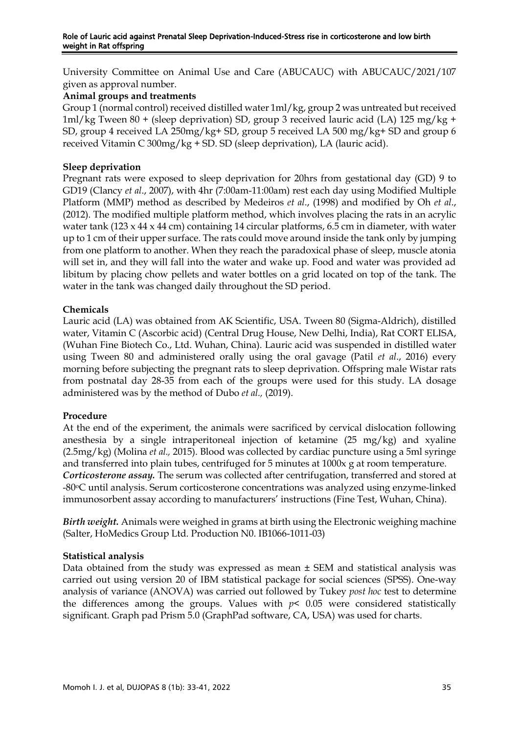University Committee on Animal Use and Care (ABUCAUC) with ABUCAUC/2021/107 given as approval number.

**Animal groups and treatments**

Group 1 (normal control) received distilled water 1ml/kg, group 2 was untreated but received 1ml/kg Tween 80 + (sleep deprivation) SD, group 3 received lauric acid (LA) 125 mg/kg + SD, group 4 received LA 250mg/kg+ SD, group 5 received LA 500 mg/kg+ SD and group 6 received Vitamin C 300mg/kg + SD. SD (sleep deprivation), LA (lauric acid).

**Sleep deprivation**

Pregnant rats were exposed to sleep deprivation for 20hrs from gestational day (GD) 9 to GD19 (Clancy *et al*., 2007), with 4hr (7:00am-11:00am) rest each day using Modified Multiple Platform (MMP) method as described by Medeiros *et al*., (1998) and modified by Oh *et al*., (2012). The modified multiple platform method, which involves placing the rats in an acrylic water tank (123 x 44 x 44 cm) containing 14 circular platforms, 6.5 cm in diameter, with water up to 1 cm of their upper surface. The rats could move around inside the tank only by jumping from one platform to another. When they reach the paradoxical phase of sleep, muscle atonia will set in, and they will fall into the water and wake up. Food and water was provided ad libitum by placing chow pellets and water bottles on a grid located on top of the tank. The water in the tank was changed daily throughout the SD period.

**Chemicals**

Lauric acid (LA) was obtained from AK Scientific, USA. Tween 80 (Sigma-Aldrich), distilled water, Vitamin C (Ascorbic acid) (Central Drug House, New Delhi, India), Rat CORT ELISA, (Wuhan Fine Biotech Co., Ltd. Wuhan, China). Lauric acid was suspended in distilled water using Tween 80 and administered orally using the oral gavage (Patil *et al*., 2016) every morning before subjecting the pregnant rats to sleep deprivation. Offspring male Wistar rats from postnatal day 28-35 from each of the groups were used for this study. LA dosage administered was by the method of Dubo *et al.,* (2019).

**Procedure**

At the end of the experiment, the animals were sacrificed by cervical dislocation following anesthesia by a single intraperitoneal injection of ketamine (25 mg/kg) and xyaline (2.5mg/kg) (Molina *et al.,* 2015). Blood was collected by cardiac puncture using a 5ml syringe and transferred into plain tubes, centrifuged for 5 minutes at 1000x g at room temperature.

***Corticosterone assay.*** The serum was collected after centrifugation, transferred and stored at -80°C until analysis. Serum corticosterone concentrations was analyzed using enzyme-linked immunosorbent assay according to manufacturers' instructions (Fine Test, Wuhan, China).

***Birth weight.*** Animals were weighed in grams at birth using the Electronic weighing machine (Salter, HoMedics Group Ltd. Production N0. IB1066-1011-03)

**Statistical analysis**

Data obtained from the study was expressed as mean ± SEM and statistical analysis was carried out using version 20 of IBM statistical package for social sciences (SPSS). One-way analysis of variance (ANOVA) was carried out followed by Tukey *post hoc* test to determine the differences among the groups. Values with $p < 0.05$ were considered statistically significant. Graph pad Prism 5.0 (GraphPad software, CA, USA) was used for charts.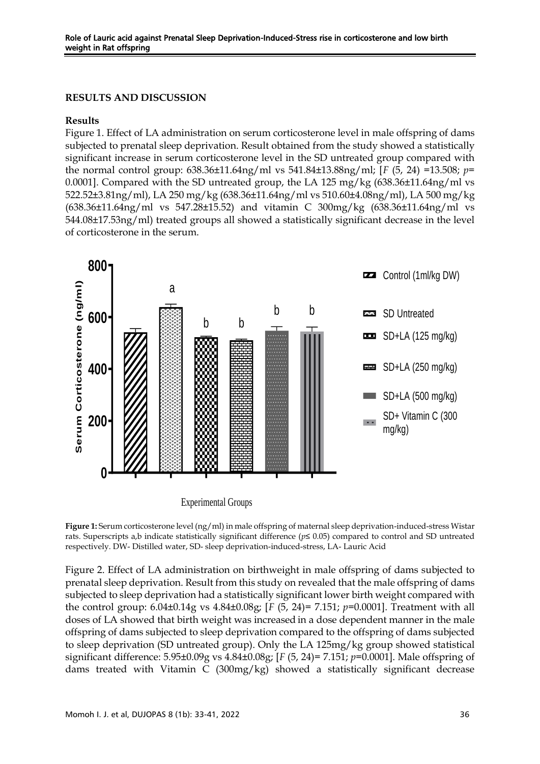## RESULTS AND DISCUSSION

### Results

Figure 1. Effect of LA administration on serum corticosterone level in male offspring of dams subjected to prenatal sleep deprivation. Result obtained from the study showed a statistically significant increase in serum corticosterone level in the SD untreated group compared with the normal control group: 638.36±11.64ng/ml vs 541.84±13.88ng/ml; [$F$ (5, 24) =13.508; $p$= 0.0001]. Compared with the SD untreated group, the LA 125 mg/kg (638.36±11.64ng/ml vs 522.52±3.81ng/ml), LA 250 mg/kg (638.36±11.64ng/ml vs 510.60±4.08ng/ml), LA 500 mg/kg (638.36±11.64ng/ml vs 547.28±15.52) and vitamin C 300mg/kg (638.36±11.64ng/ml vs 544.08±17.53ng/ml) treated groups all showed a statistically significant decrease in the level of corticosterone in the serum.

**Figure 1:** Serum corticosterone level (ng/ml) in male offspring of maternal sleep deprivation-induced-stress Wistar rats. Superscripts a,b indicate statistically significant difference ($p$≤ 0.05) compared to control and SD untreated respectively. DW- Distilled water, SD- sleep deprivation-induced-stress, LA- Lauric Acid

Figure 2. Effect of LA administration on birthweight in male offspring of dams subjected to prenatal sleep deprivation. Result from this study on revealed that the male offspring of dams subjected to sleep deprivation had a statistically significant lower birth weight compared with the control group: 6.04±0.14g vs 4.84±0.08g; [$F$ (5, 24)= 7.151; $p$=0.0001]. Treatment with all doses of LA showed that birth weight was increased in a dose dependent manner in the male offspring of dams subjected to sleep deprivation compared to the offspring of dams subjected to sleep deprivation (SD untreated group). Only the LA 125mg/kg group showed statistical significant difference: 5.95±0.09g vs 4.84±0.08g; [$F$ (5, 24)= 7.151; $p$=0.0001]. Male offspring of dams treated with Vitamin C (300mg/kg) showed a statistically significant decrease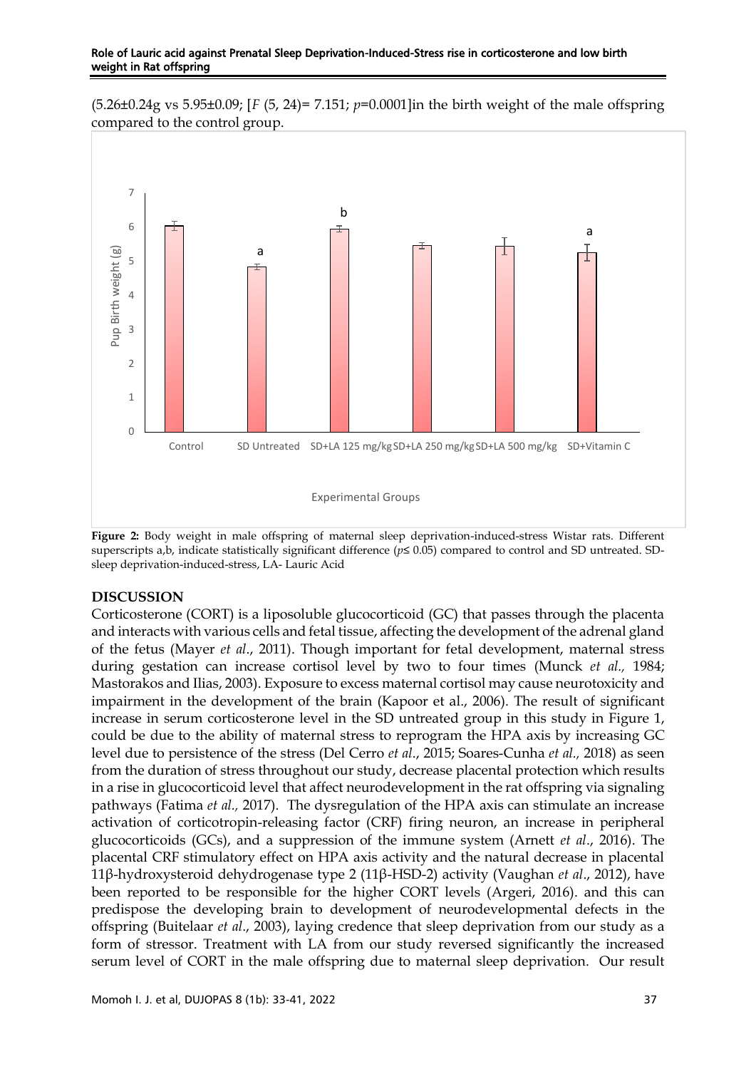(5.26±0.24g vs 5.95±0.09; [$F$ (5, 24)= 7.151; $p$=0.0001]in the birth weight of the male offspring compared to the control group.

**Figure 2:** Body weight in male offspring of maternal sleep deprivation-induced-stress Wistar rats. Different superscripts a,b, indicate statistically significant difference ($p \leq 0.05$) compared to control and SD untreated. SD-sleep deprivation-induced-stress, LA- Lauric Acid

## DISCUSSION

Corticosterone (CORT) is a liposoluble glucocorticoid (GC) that passes through the placenta and interacts with various cells and fetal tissue, affecting the development of the adrenal gland of the fetus (Mayer *et al*., 2011). Though important for fetal development, maternal stress during gestation can increase cortisol level by two to four times (Munck *et al.,* 1984; Mastorakos and Ilias, 2003). Exposure to excess maternal cortisol may cause neurotoxicity and impairment in the development of the brain (Kapoor et al., 2006). The result of significant increase in serum corticosterone level in the SD untreated group in this study in Figure 1, could be due to the ability of maternal stress to reprogram the HPA axis by increasing GC level due to persistence of the stress (Del Cerro *et al*., 2015; Soares-Cunha *et al.,* 2018) as seen from the duration of stress throughout our study, decrease placental protection which results in a rise in glucocorticoid level that affect neurodevelopment in the rat offspring via signaling pathways (Fatima *et al.,* 2017). The dysregulation of the HPA axis can stimulate an increase activation of corticotropin-releasing factor (CRF) firing neuron, an increase in peripheral glucocorticoids (GCs), and a suppression of the immune system (Arnett *et al*., 2016). The placental CRF stimulatory effect on HPA axis activity and the natural decrease in placental 11β-hydroxysteroid dehydrogenase type 2 (11β-HSD-2) activity (Vaughan *et al*., 2012), have been reported to be responsible for the higher CORT levels (Argeri, 2016). and this can predispose the developing brain to development of neurodevelopmental defects in the offspring (Buitelaar *et al*., 2003), laying credence that sleep deprivation from our study as a form of stressor. Treatment with LA from our study reversed significantly the increased serum level of CORT in the male offspring due to maternal sleep deprivation. Our result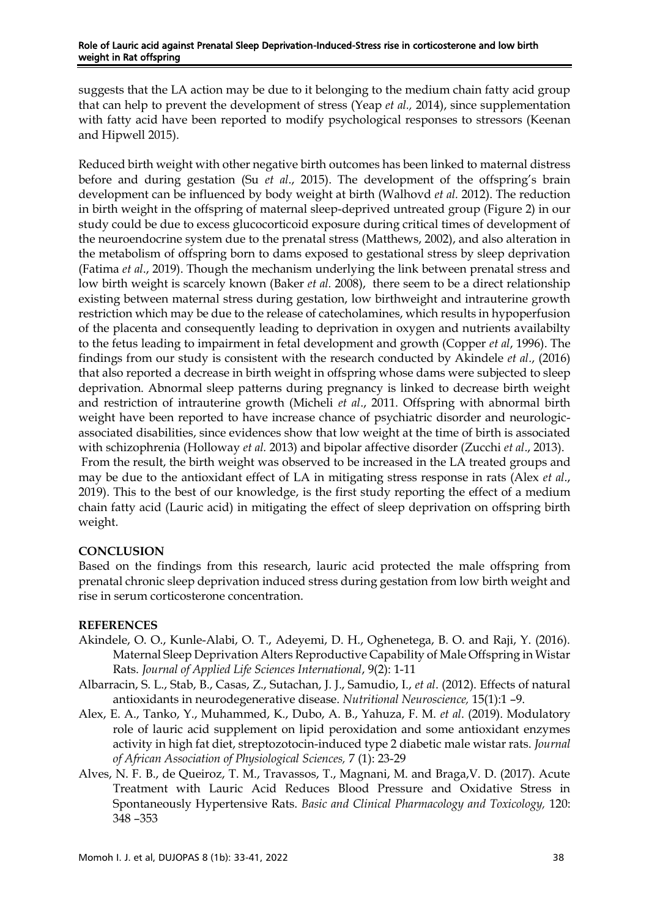suggests that the LA action may be due to it belonging to the medium chain fatty acid group that can help to prevent the development of stress (Yeap *et al.,* 2014), since supplementation with fatty acid have been reported to modify psychological responses to stressors (Keenan and Hipwell 2015).

Reduced birth weight with other negative birth outcomes has been linked to maternal distress before and during gestation (Su *et al*., 2015). The development of the offspring's brain development can be influenced by body weight at birth (Walhovd *et al.* 2012). The reduction in birth weight in the offspring of maternal sleep-deprived untreated group (Figure 2) in our study could be due to excess glucocorticoid exposure during critical times of development of the neuroendocrine system due to the prenatal stress (Matthews, 2002), and also alteration in the metabolism of offspring born to dams exposed to gestational stress by sleep deprivation (Fatima *et al*., 2019). Though the mechanism underlying the link between prenatal stress and low birth weight is scarcely known (Baker *et al.* 2008), there seem to be a direct relationship existing between maternal stress during gestation, low birthweight and intrauterine growth restriction which may be due to the release of catecholamines, which results in hypoperfusion of the placenta and consequently leading to deprivation in oxygen and nutrients availabilty to the fetus leading to impairment in fetal development and growth (Copper *et al*, 1996). The findings from our study is consistent with the research conducted by Akindele *et al*., (2016) that also reported a decrease in birth weight in offspring whose dams were subjected to sleep deprivation. Abnormal sleep patterns during pregnancy is linked to decrease birth weight and restriction of intrauterine growth (Micheli *et al*., 2011. Offspring with abnormal birth weight have been reported to have increase chance of psychiatric disorder and neurologic-associated disabilities, since evidences show that low weight at the time of birth is associated with schizophrenia (Holloway *et al.* 2013) and bipolar affective disorder (Zucchi *et al*., 2013).
From the result, the birth weight was observed to be increased in the LA treated groups and may be due to the antioxidant effect of LA in mitigating stress response in rats (Alex *et al*., 2019). This to the best of our knowledge, is the first study reporting the effect of a medium chain fatty acid (Lauric acid) in mitigating the effect of sleep deprivation on offspring birth weight.

## CONCLUSION

Based on the findings from this research, lauric acid protected the male offspring from prenatal chronic sleep deprivation induced stress during gestation from low birth weight and rise in serum corticosterone concentration.

## REFERENCES

Akindele, O. O., Kunle-Alabi, O. T., Adeyemi, D. H., Oghenetega, B. O. and Raji, Y. (2016). Maternal Sleep Deprivation Alters Reproductive Capability of Male Offspring in Wistar Rats. *Journal of Applied Life Sciences International*, 9(2): 1-11

Albarracin, S. L., Stab, B., Casas, Z., Sutachan, J. J., Samudio, I., *et al*. (2012). Effects of natural antioxidants in neurodegenerative disease. *Nutritional Neuroscience,* 15(1):1 –9.

Alex, E. A., Tanko, Y., Muhammed, K., Dubo, A. B., Yahuza, F. M. *et al*. (2019). Modulatory role of lauric acid supplement on lipid peroxidation and some antioxidant enzymes activity in high fat diet, streptozotocin-induced type 2 diabetic male wistar rats. *Journal of African Association of Physiological Sciences,* 7 (1): 23-29

Alves, N. F. B., de Queiroz, T. M., Travassos, T., Magnani, M. and Braga,V. D. (2017). Acute Treatment with Lauric Acid Reduces Blood Pressure and Oxidative Stress in Spontaneously Hypertensive Rats. *Basic and Clinical Pharmacology and Toxicology,* 120: 348 –353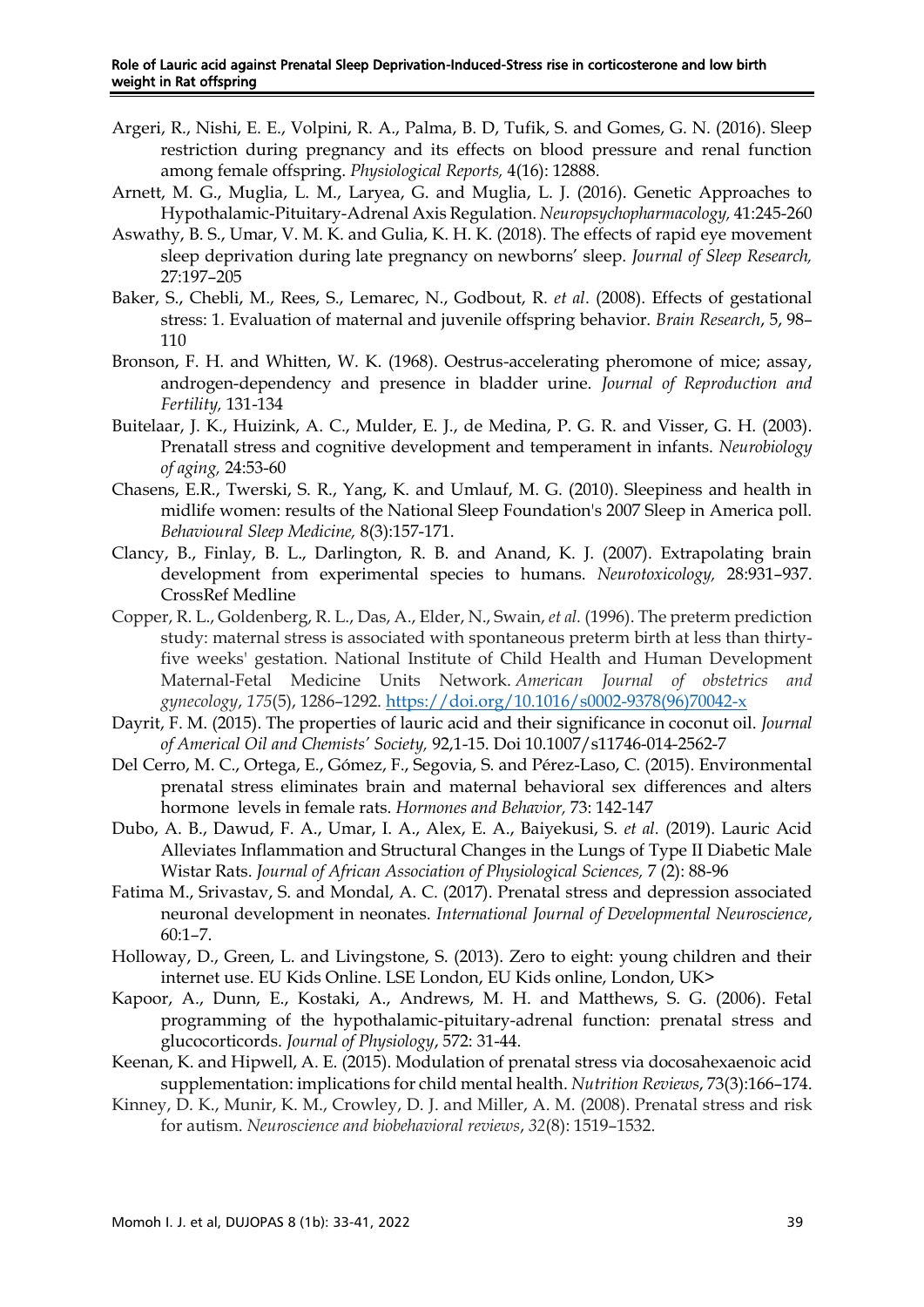Argeri, R., Nishi, E. E., Volpini, R. A., Palma, B. D, Tufik, S. and Gomes, G. N. (2016). Sleep restriction during pregnancy and its effects on blood pressure and renal function among female offspring. *Physiological Reports,* 4(16): 12888.

Arnett, M. G., Muglia, L. M., Laryea, G. and Muglia, L. J. (2016). Genetic Approaches to Hypothalamic-Pituitary-Adrenal Axis Regulation. *Neuropsychopharmacology,* 41:245-260

Aswathy, B. S., Umar, V. M. K. and Gulia, K. H. K. (2018). The effects of rapid eye movement sleep deprivation during late pregnancy on newborns' sleep. *Journal of Sleep Research,* 27:197–205

Baker, S., Chebli, M., Rees, S., Lemarec, N., Godbout, R. *et al*. (2008). Effects of gestational stress: 1. Evaluation of maternal and juvenile offspring behavior. *Brain Research*, 5, 98–110

Bronson, F. H. and Whitten, W. K. (1968). Oestrus-accelerating pheromone of mice; assay, androgen-dependency and presence in bladder urine. *Journal of Reproduction and Fertility,* 131-134

Buitelaar, J. K., Huizink, A. C., Mulder, E. J., de Medina, P. G. R. and Visser, G. H. (2003). Prenatall stress and cognitive development and temperament in infants. *Neurobiology of aging,* 24:53-60

Chasens, E.R., Twerski, S. R., Yang, K. and Umlauf, M. G. (2010). Sleepiness and health in midlife women: results of the National Sleep Foundation's 2007 Sleep in America poll. *Behavioural Sleep Medicine,* 8(3):157-171.

Clancy, B., Finlay, B. L., Darlington, R. B. and Anand, K. J. (2007). Extrapolating brain development from experimental species to humans. *Neurotoxicology,* 28:931–937. CrossRef Medline

Copper, R. L., Goldenberg, R. L., Das, A., Elder, N., Swain, *et al.* (1996). The preterm prediction study: maternal stress is associated with spontaneous preterm birth at less than thirty-five weeks' gestation. National Institute of Child Health and Human Development Maternal-Fetal Medicine Units Network. *American Journal of obstetrics and gynecology*, *175*(5), 1286–1292. https://doi.org/10.1016/s0002-9378(96)70042-x

Dayrit, F. M. (2015). The properties of lauric acid and their significance in coconut oil. *Journal of Americal Oil and Chemists' Society,* 92,1-15. Doi 10.1007/s11746-014-2562-7

Del Cerro, M. C., Ortega, E., Gómez, F., Segovia, S. and Pérez-Laso, C. (2015). Environmental prenatal stress eliminates brain and maternal behavioral sex differences and alters hormone levels in female rats. *Hormones and Behavior,* 73: 142-147

Dubo, A. B., Dawud, F. A., Umar, I. A., Alex, E. A., Baiyekusi, S. *et al.* (2019). Lauric Acid Alleviates Inflammation and Structural Changes in the Lungs of Type II Diabetic Male Wistar Rats. *Journal of African Association of Physiological Sciences,* 7 (2): 88-96

Fatima M., Srivastav, S. and Mondal, A. C. (2017). Prenatal stress and depression associated neuronal development in neonates. *International Journal of Developmental Neuroscience*, 60:1–7.

Holloway, D., Green, L. and Livingstone, S. (2013). Zero to eight: young children and their internet use. EU Kids Online. LSE London, EU Kids online, London, UK>

Kapoor, A., Dunn, E., Kostaki, A., Andrews, M. H. and Matthews, S. G. (2006). Fetal programming of the hypothalamic-pituitary-adrenal function: prenatal stress and glucocorticords. *Journal of Physiology*, 572: 31-44.

Keenan, K. and Hipwell, A. E. (2015). Modulation of prenatal stress via docosahexaenoic acid supplementation: implications for child mental health. *Nutrition Reviews*, 73(3):166–174.

Kinney, D. K., Munir, K. M., Crowley, D. J. and Miller, A. M. (2008). Prenatal stress and risk for autism. *Neuroscience and biobehavioral reviews*, *32*(8): 1519–1532.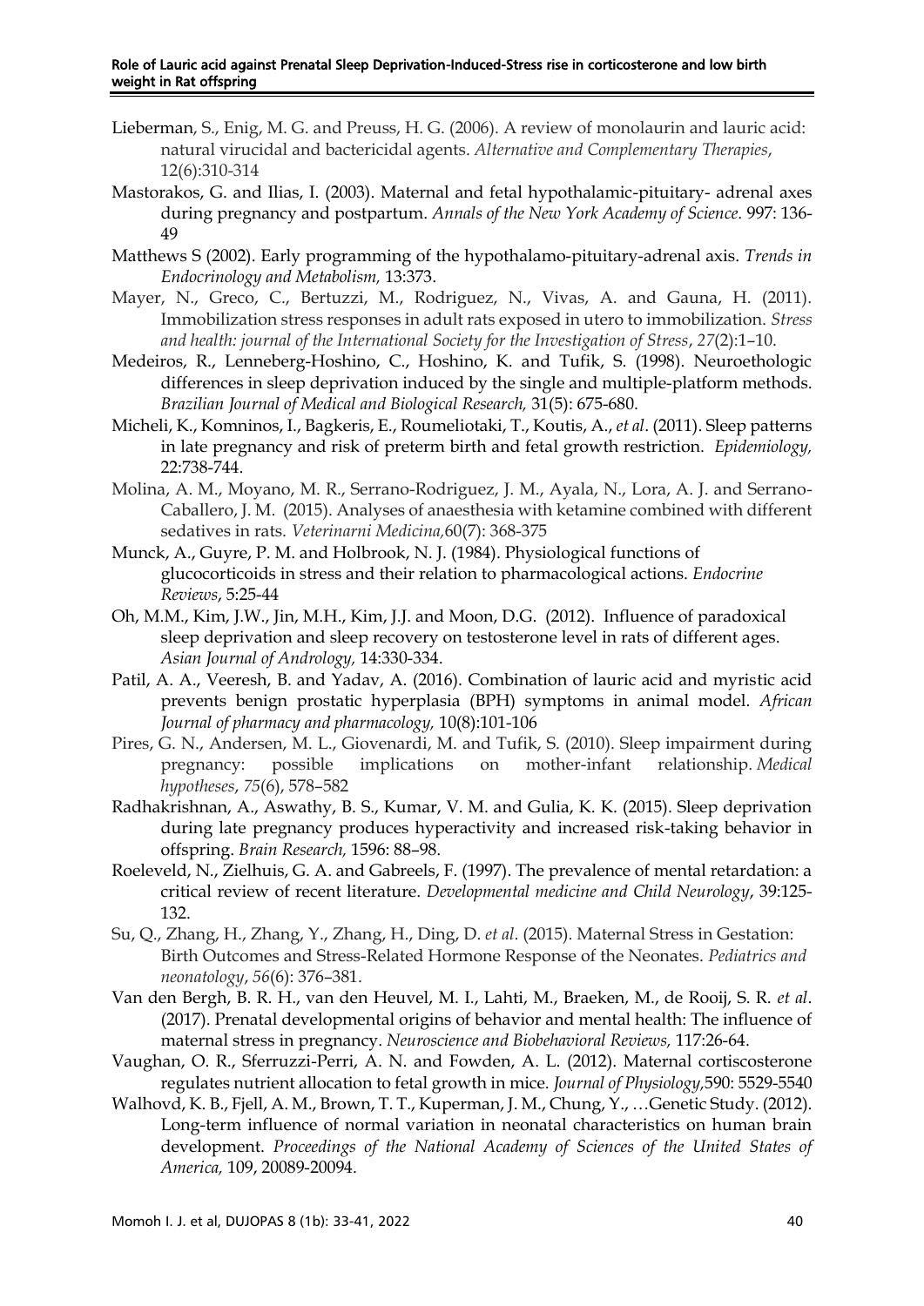Lieberman, S., Enig, M. G. and Preuss, H. G. (2006). A review of monolaurin and lauric acid: natural virucidal and bactericidal agents. *Alternative and Complementary Therapies*, 12(6):310-314

Mastorakos, G. and Ilias, I. (2003). Maternal and fetal hypothalamic-pituitary- adrenal axes during pregnancy and postpartum. *Annals of the New York Academy of Science.* 997: 136-49

Matthews S (2002). Early programming of the hypothalamo-pituitary-adrenal axis. *Trends in Endocrinology and Metabolism,* 13:373.

Mayer, N., Greco, C., Bertuzzi, M., Rodriguez, N., Vivas, A. and Gauna, H. (2011). Immobilization stress responses in adult rats exposed in utero to immobilization. *Stress and health: journal of the International Society for the Investigation of Stress*, *27*(2):1–10.

Medeiros, R., Lenneberg-Hoshino, C., Hoshino, K. and Tufik, S. (1998). Neuroethologic differences in sleep deprivation induced by the single and multiple-platform methods. *Brazilian Journal of Medical and Biological Research,* 31(5): 675-680.

Micheli, K., Komninos, I., Bagkeris, E., Roumeliotaki, T., Koutis, A., *et al*. (2011). Sleep patterns in late pregnancy and risk of preterm birth and fetal growth restriction. *Epidemiology,* 22:738-744.

Molina, A. M., Moyano, M. R., Serrano-Rodriguez, J. M., Ayala, N., Lora, A. J. and Serrano-Caballero, J. M. (2015). Analyses of anaesthesia with ketamine combined with different sedatives in rats. *Veterinarni Medicina,*60(7): 368-375

Munck, A., Guyre, P. M. and Holbrook, N. J. (1984). Physiological functions of glucocorticoids in stress and their relation to pharmacological actions. *Endocrine Reviews*, 5:25-44

Oh, M.M., Kim, J.W., Jin, M.H., Kim, J.J. and Moon, D.G. (2012). Influence of paradoxical sleep deprivation and sleep recovery on testosterone level in rats of different ages. *Asian Journal of Andrology,* 14:330-334.

Patil, A. A., Veeresh, B. and Yadav, A. (2016). Combination of lauric acid and myristic acid prevents benign prostatic hyperplasia (BPH) symptoms in animal model. *African Journal of pharmacy and pharmacology,* 10(8):101-106

Pires, G. N., Andersen, M. L., Giovenardi, M. and Tufik, S. (2010). Sleep impairment during pregnancy: possible implications on mother-infant relationship. *Medical hypotheses*, *75*(6), 578–582

Radhakrishnan, A., Aswathy, B. S., Kumar, V. M. and Gulia, K. K. (2015). Sleep deprivation during late pregnancy produces hyperactivity and increased risk-taking behavior in offspring. *Brain Research,* 1596: 88–98.

Roeleveld, N., Zielhuis, G. A. and Gabreels, F. (1997). The prevalence of mental retardation: a critical review of recent literature. *Developmental medicine and Child Neurology*, 39:125-132.

Su, Q., Zhang, H., Zhang, Y., Zhang, H., Ding, D. *et al*. (2015). Maternal Stress in Gestation: Birth Outcomes and Stress-Related Hormone Response of the Neonates. *Pediatrics and neonatology*, *56*(6): 376–381.

Van den Bergh, B. R. H., van den Heuvel, M. I., Lahti, M., Braeken, M., de Rooij, S. R. *et al*. (2017). Prenatal developmental origins of behavior and mental health: The influence of maternal stress in pregnancy. *Neuroscience and Biobehavioral Reviews,* 117:26-64.

Vaughan, O. R., Sferruzzi-Perri, A. N. and Fowden, A. L. (2012). Maternal cortiscosterone regulates nutrient allocation to fetal growth in mice. *Journal of Physiology,*590: 5529-5540

Walhovd, K. B., Fjell, A. M., Brown, T. T., Kuperman, J. M., Chung, Y., …Genetic Study. (2012). Long-term influence of normal variation in neonatal characteristics on human brain development. *Proceedings of the National Academy of Sciences of the United States of America,* 109, 20089-20094.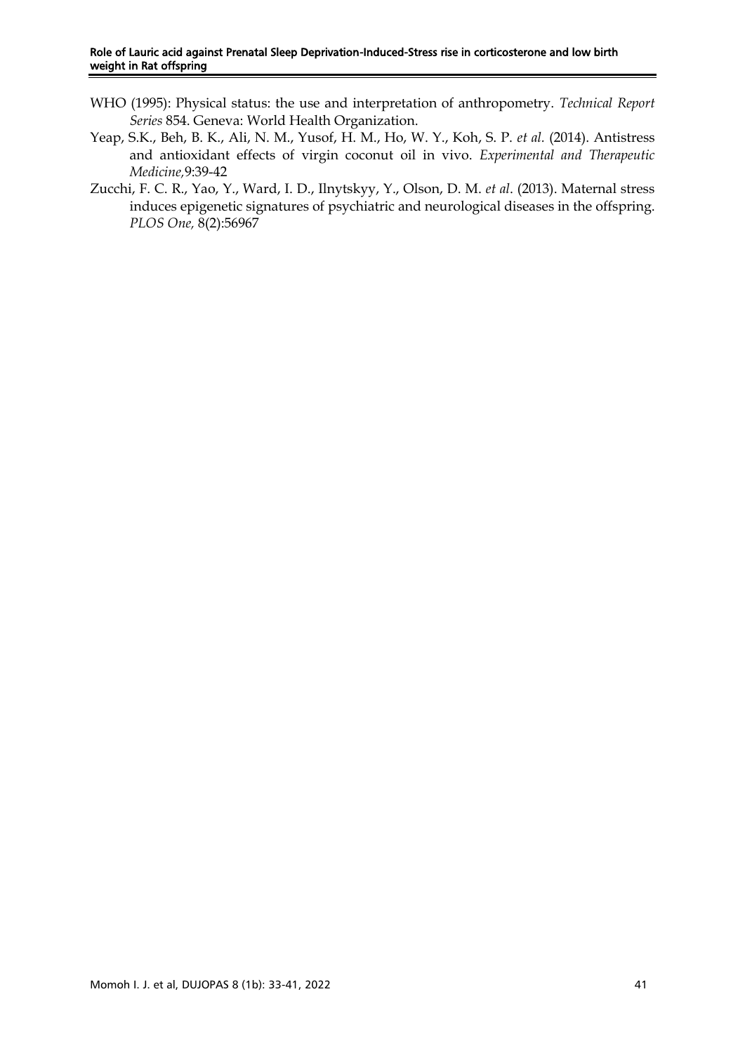WHO (1995): Physical status: the use and interpretation of anthropometry. *Technical Report Series* 854. Geneva: World Health Organization.

Yeap, S.K., Beh, B. K., Ali, N. M., Yusof, H. M., Ho, W. Y., Koh, S. P. *et al.* (2014). Antistress and antioxidant effects of virgin coconut oil in vivo. *Experimental and Therapeutic Medicine,*9:39-42

Zucchi, F. C. R., Yao, Y., Ward, I. D., Ilnytskyy, Y., Olson, D. M. *et al*. (2013). Maternal stress induces epigenetic signatures of psychiatric and neurological diseases in the offspring. *PLOS One,* 8(2):56967